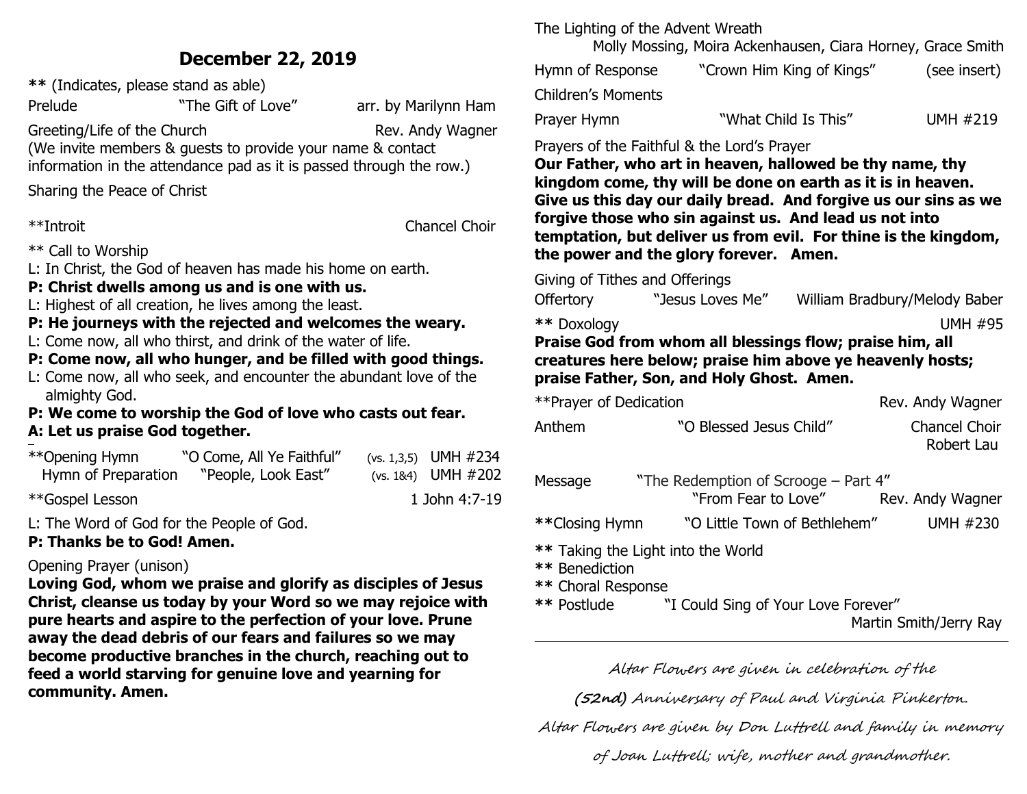# December 22, 2019

**\*\*** (Indicates, please stand as able)

Prelude "The Gift of Love" arr. by Marilynn Ham

Greeting/Life of the Church Rev. Andy Wagner
(We invite members & guests to provide your name & contact information in the attendance pad as it is passed through the row.)

Sharing the Peace of Christ

**Introit Chancel Choir

** Call to Worship

L: In Christ, the God of heaven has made his home on earth.
**P: Christ dwells among us and is one with us.**
L: Highest of all creation, he lives among the least.
**P: He journeys with the rejected and welcomes the weary.**
L: Come now, all who thirst, and drink of the water of life.
**P: Come now, all who hunger, and be filled with good things.**
L: Come now, all who seek, and encounter the abundant love of the almighty God.
**P: We come to worship the God of love who casts out fear.**
**A: Let us praise God together.**

**Opening Hymn "O Come, All Ye Faithful" (vs. 1,3,5) UMH #234
Hymn of Preparation "People, Look East" (vs. 1&4) UMH #202

**Gospel Lesson 1 John 4:7-19

L: The Word of God for the People of God.
**P: Thanks be to God! Amen.**

Opening Prayer (unison)
**Loving God, whom we praise and glorify as disciples of Jesus Christ, cleanse us today by your Word so we may rejoice with pure hearts and aspire to the perfection of your love. Prune away the dead debris of our fears and failures so we may become productive branches in the church, reaching out to feed a world starving for genuine love and yearning for community. Amen.**

The Lighting of the Advent Wreath
Molly Mossing, Moira Ackenhausen, Ciara Horney, Grace Smith

Hymn of Response "Crown Him King of Kings" (see insert)

Children's Moments

Prayer Hymn "What Child Is This" UMH #219

Prayers of the Faithful & the Lord's Prayer
**Our Father, who art in heaven, hallowed be thy name, thy kingdom come, thy will be done on earth as it is in heaven. Give us this day our daily bread. And forgive us our sins as we forgive those who sin against us. And lead us not into temptation, but deliver us from evil. For thine is the kingdom, the power and the glory forever. Amen.**

Giving of Tithes and Offerings
Offertory "Jesus Loves Me" William Bradbury/Melody Baber

** Doxology UMH #95
**Praise God from whom all blessings flow; praise him, all creatures here below; praise him above ye heavenly hosts; praise Father, Son, and Holy Ghost. Amen.**

**Prayer of Dedication Rev. Andy Wagner

Anthem "O Blessed Jesus Child" Chancel Choir
Robert Lau

Message "The Redemption of Scrooge – Part 4"
"From Fear to Love" Rev. Andy Wagner

**Closing Hymn "O Little Town of Bethlehem" UMH #230

** Taking the Light into the World
** Benediction
** Choral Response
** Postlude "I Could Sing of Your Love Forever"
Martin Smith/Jerry Ray

---

*Altar Flowers are given in celebration of the*
*(**52nd**) Anniversary of Paul and Virginia Pinkerton.*
*Altar Flowers are given by Don Luttrell and family in memory of Joan Luttrell; wife, mother and grandmother.*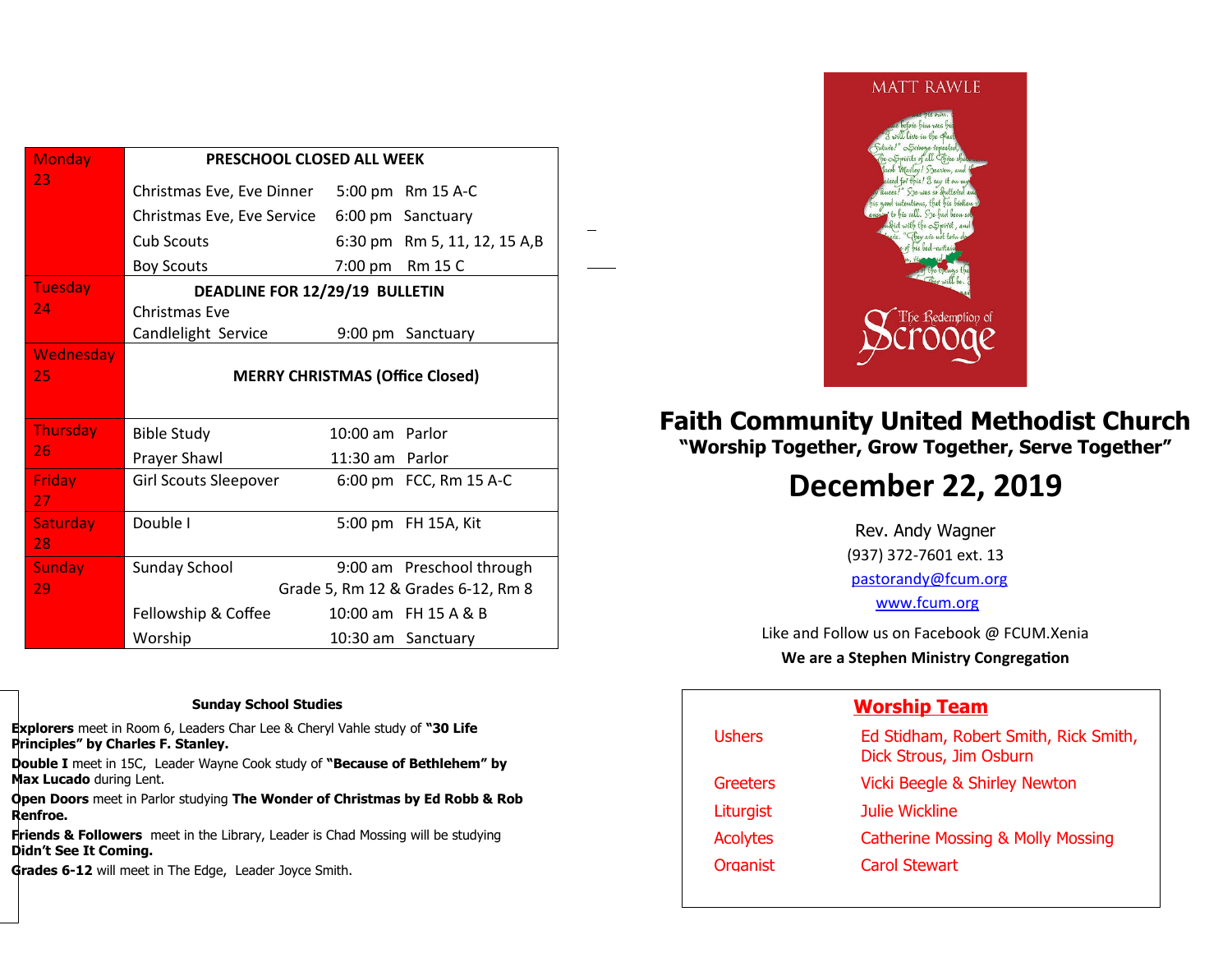| Day | Event | Time | Location |
|---|---|---|---|
| Monday 23 | **PRESCHOOL CLOSED ALL WEEK** | | |
| | Christmas Eve, Eve Dinner | 5:00 pm | Rm 15 A-C |
| | Christmas Eve, Eve Service | 6:00 pm | Sanctuary |
| | Cub Scouts | 6:30 pm | Rm 5, 11, 12, 15 A,B |
| | Boy Scouts | 7:00 pm | Rm 15 C |
| Tuesday 24 | **DEADLINE FOR 12/29/19 BULLETIN** | | |
| | Christmas Eve Candlelight Service | 9:00 pm | Sanctuary |
| Wednesday 25 | **MERRY CHRISTMAS (Office Closed)** | | |
| Thursday 26 | Bible Study | 10:00 am | Parlor |
| | Prayer Shawl | 11:30 am | Parlor |
| Friday 27 | Girl Scouts Sleepover | 6:00 pm | FCC, Rm 15 A-C |
| Saturday 28 | Double I | 5:00 pm | FH 15A, Kit |
| Sunday 29 | Sunday School | 9:00 am | Preschool through Grade 5, Rm 12 & Grades 6-12, Rm 8 |
| | Fellowship & Coffee | 10:00 am | FH 15 A & B |
| | Worship | 10:30 am | Sanctuary |

### Sunday School Studies

**Explorers** meet in Room 6, Leaders Char Lee & Cheryl Vahle study of **"30 Life Principles" by Charles F. Stanley.**

**Double I** meet in 15C, Leader Wayne Cook study of **"Because of Bethlehem" by Max Lucado** during Lent.

**Open Doors** meet in Parlor studying **The Wonder of Christmas by Ed Robb & Rob Renfroe.**

**Friends & Followers** meet in the Library, Leader is Chad Mossing will be studying **Didn't See It Coming.**

**Grades 6-12** will meet in The Edge, Leader Joyce Smith.

MATT RAWLE

The Redemption of Scrooge

# Faith Community United Methodist Church

**"Worship Together, Grow Together, Serve Together"**

## December 22, 2019

Rev. Andy Wagner

(937) 372-7601 ext. 13

pastorandy@fcum.org

www.fcum.org

Like and Follow us on Facebook @ FCUM.Xenia

**We are a Stephen Ministry Congregation**

### Worship Team

| Role | Name |
|---|---|
| Ushers | Ed Stidham, Robert Smith, Rick Smith, Dick Strous, Jim Osburn |
| Greeters | Vicki Beegle & Shirley Newton |
| Liturgist | Julie Wickline |
| Acolytes | Catherine Mossing & Molly Mossing |
| Organist | Carol Stewart |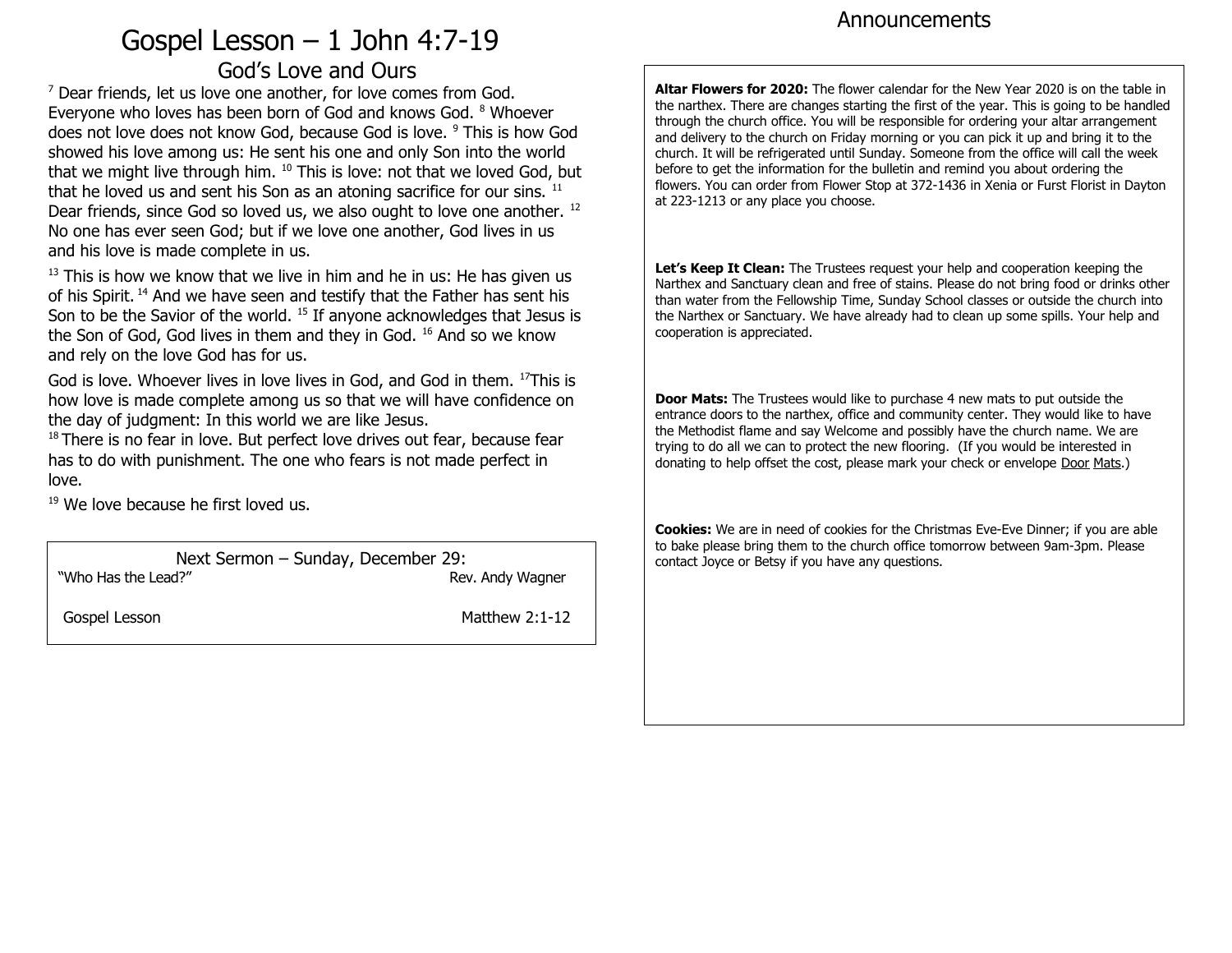# Gospel Lesson – 1 John 4:7-19

## God's Love and Ours

[7] Dear friends, let us love one another, for love comes from God. Everyone who loves has been born of God and knows God. [8] Whoever does not love does not know God, because God is love. [9] This is how God showed his love among us: He sent his one and only Son into the world that we might live through him. [10] This is love: not that we loved God, but that he loved us and sent his Son as an atoning sacrifice for our sins. [11] Dear friends, since God so loved us, we also ought to love one another. [12] No one has ever seen God; but if we love one another, God lives in us and his love is made complete in us.

[13] This is how we know that we live in him and he in us: He has given us of his Spirit. [14] And we have seen and testify that the Father has sent his Son to be the Savior of the world. [15] If anyone acknowledges that Jesus is the Son of God, God lives in them and they in God. [16] And so we know and rely on the love God has for us.

God is love. Whoever lives in love lives in God, and God in them. [17]This is how love is made complete among us so that we will have confidence on the day of judgment: In this world we are like Jesus.

[18] There is no fear in love. But perfect love drives out fear, because fear has to do with punishment. The one who fears is not made perfect in love.

[19] We love because he first loved us.

Next Sermon – Sunday, December 29:

"Who Has the Lead?" — Rev. Andy Wagner

Gospel Lesson — Matthew 2:1-12

# Announcements

**Altar Flowers for 2020:** The flower calendar for the New Year 2020 is on the table in the narthex. There are changes starting the first of the year. This is going to be handled through the church office. You will be responsible for ordering your altar arrangement and delivery to the church on Friday morning or you can pick it up and bring it to the church. It will be refrigerated until Sunday. Someone from the office will call the week before to get the information for the bulletin and remind you about ordering the flowers. You can order from Flower Stop at 372-1436 in Xenia or Furst Florist in Dayton at 223-1213 or any place you choose.

**Let's Keep It Clean:** The Trustees request your help and cooperation keeping the Narthex and Sanctuary clean and free of stains. Please do not bring food or drinks other than water from the Fellowship Time, Sunday School classes or outside the church into the Narthex or Sanctuary. We have already had to clean up some spills. Your help and cooperation is appreciated.

**Door Mats:** The Trustees would like to purchase 4 new mats to put outside the entrance doors to the narthex, office and community center. They would like to have the Methodist flame and say Welcome and possibly have the church name. We are trying to do all we can to protect the new flooring. (If you would be interested in donating to help offset the cost, please mark your check or envelope Door Mats.)

**Cookies:** We are in need of cookies for the Christmas Eve-Eve Dinner; if you are able to bake please bring them to the church office tomorrow between 9am-3pm. Please contact Joyce or Betsy if you have any questions.